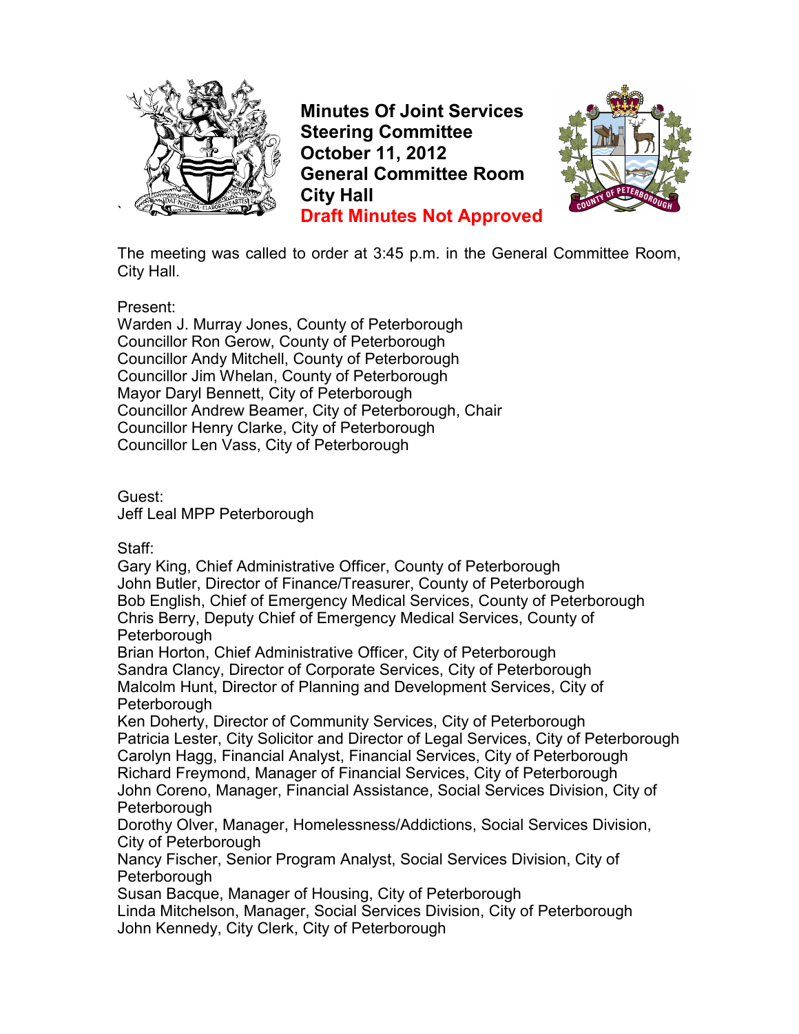# Minutes Of Joint Services Steering Committee
# October 11, 2012
# General Committee Room
# City Hall
# Draft Minutes Not Approved

The meeting was called to order at 3:45 p.m. in the General Committee Room, City Hall.

Present:
Warden J. Murray Jones, County of Peterborough
Councillor Ron Gerow, County of Peterborough
Councillor Andy Mitchell, County of Peterborough
Councillor Jim Whelan, County of Peterborough
Mayor Daryl Bennett, City of Peterborough
Councillor Andrew Beamer, City of Peterborough, Chair
Councillor Henry Clarke, City of Peterborough
Councillor Len Vass, City of Peterborough

Guest:
Jeff Leal MPP Peterborough

Staff:
Gary King, Chief Administrative Officer, County of Peterborough
John Butler, Director of Finance/Treasurer, County of Peterborough
Bob English, Chief of Emergency Medical Services, County of Peterborough
Chris Berry, Deputy Chief of Emergency Medical Services, County of Peterborough
Brian Horton, Chief Administrative Officer, City of Peterborough
Sandra Clancy, Director of Corporate Services, City of Peterborough
Malcolm Hunt, Director of Planning and Development Services, City of Peterborough
Ken Doherty, Director of Community Services, City of Peterborough
Patricia Lester, City Solicitor and Director of Legal Services, City of Peterborough
Carolyn Hagg, Financial Analyst, Financial Services, City of Peterborough
Richard Freymond, Manager of Financial Services, City of Peterborough
John Coreno, Manager, Financial Assistance, Social Services Division, City of Peterborough
Dorothy Olver, Manager, Homelessness/Addictions, Social Services Division, City of Peterborough
Nancy Fischer, Senior Program Analyst, Social Services Division, City of Peterborough
Susan Bacque, Manager of Housing, City of Peterborough
Linda Mitchelson, Manager, Social Services Division, City of Peterborough
John Kennedy, City Clerk, City of Peterborough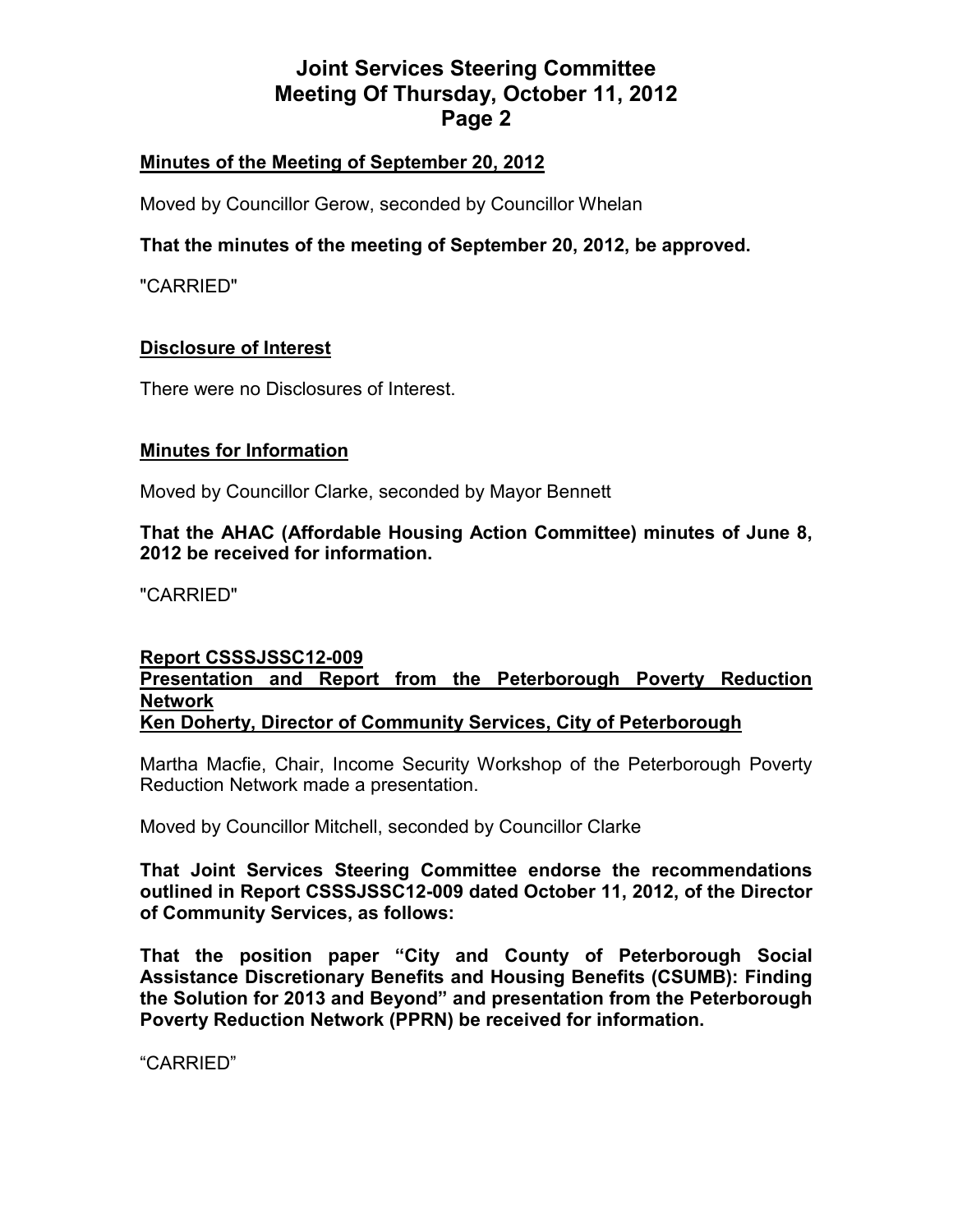## Minutes of the Meeting of September 20, 2012

Moved by Councillor Gerow, seconded by Councillor Whelan

**That the minutes of the meeting of September 20, 2012, be approved.**

"CARRIED"

## Disclosure of Interest

There were no Disclosures of Interest.

## Minutes for Information

Moved by Councillor Clarke, seconded by Mayor Bennett

**That the AHAC (Affordable Housing Action Committee) minutes of June 8, 2012 be received for information.**

"CARRIED"

## Report CSSSJSSC12-009
## Presentation and Report from the Peterborough Poverty Reduction Network
## Ken Doherty, Director of Community Services, City of Peterborough

Martha Macfie, Chair, Income Security Workshop of the Peterborough Poverty Reduction Network made a presentation.

Moved by Councillor Mitchell, seconded by Councillor Clarke

**That Joint Services Steering Committee endorse the recommendations outlined in Report CSSSJSSC12-009 dated October 11, 2012, of the Director of Community Services, as follows:**

**That the position paper "City and County of Peterborough Social Assistance Discretionary Benefits and Housing Benefits (CSUMB): Finding the Solution for 2013 and Beyond" and presentation from the Peterborough Poverty Reduction Network (PPRN) be received for information.**

"CARRIED"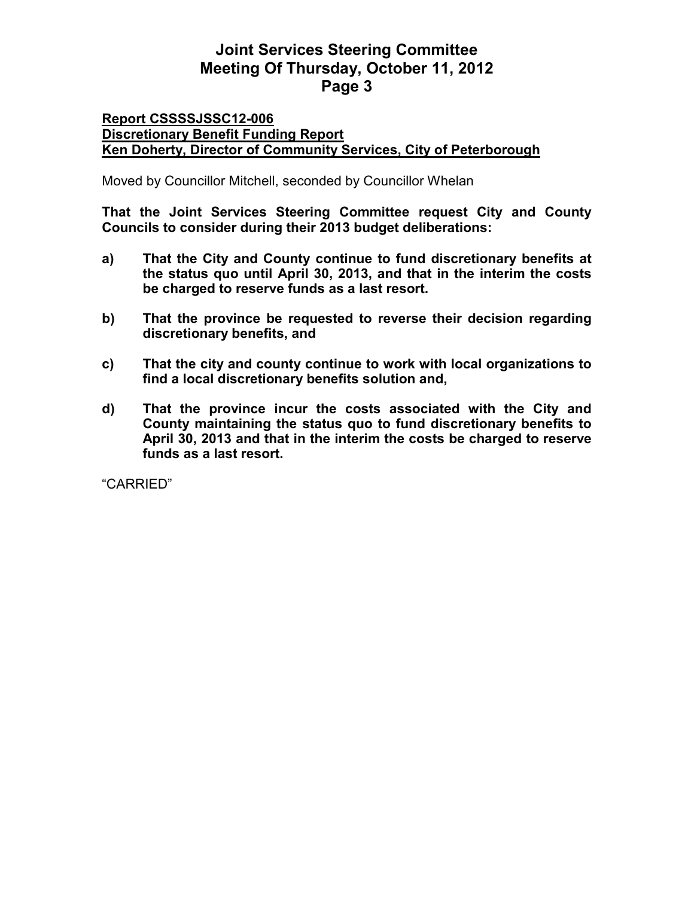**Report CSSSSJSSC12-006**
**Discretionary Benefit Funding Report**
**Ken Doherty, Director of Community Services, City of Peterborough**

Moved by Councillor Mitchell, seconded by Councillor Whelan

**That the Joint Services Steering Committee request City and County Councils to consider during their 2013 budget deliberations:**

**a) That the City and County continue to fund discretionary benefits at the status quo until April 30, 2013, and that in the interim the costs be charged to reserve funds as a last resort.**

**b) That the province be requested to reverse their decision regarding discretionary benefits, and**

**c) That the city and county continue to work with local organizations to find a local discretionary benefits solution and,**

**d) That the province incur the costs associated with the City and County maintaining the status quo to fund discretionary benefits to April 30, 2013 and that in the interim the costs be charged to reserve funds as a last resort.**

"CARRIED"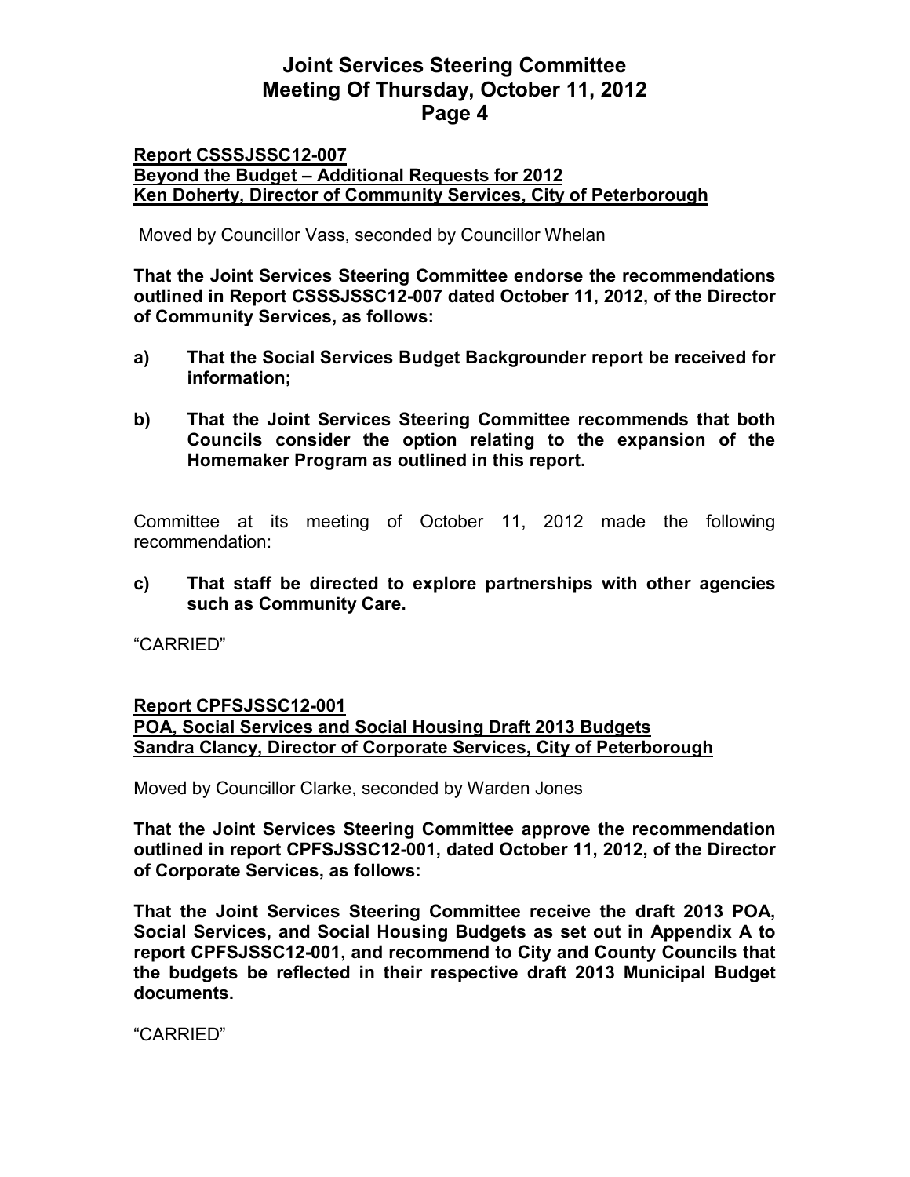**Report CSSSJSSC12-007**
**Beyond the Budget – Additional Requests for 2012**
**Ken Doherty, Director of Community Services, City of Peterborough**

Moved by Councillor Vass, seconded by Councillor Whelan

**That the Joint Services Steering Committee endorse the recommendations outlined in Report CSSSJSSC12-007 dated October 11, 2012, of the Director of Community Services, as follows:**

**a) That the Social Services Budget Backgrounder report be received for information;**

**b) That the Joint Services Steering Committee recommends that both Councils consider the option relating to the expansion of the Homemaker Program as outlined in this report.**

Committee at its meeting of October 11, 2012 made the following recommendation:

**c) That staff be directed to explore partnerships with other agencies such as Community Care.**

"CARRIED"

**Report CPFSJSSC12-001**
**POA, Social Services and Social Housing Draft 2013 Budgets**
**Sandra Clancy, Director of Corporate Services, City of Peterborough**

Moved by Councillor Clarke, seconded by Warden Jones

**That the Joint Services Steering Committee approve the recommendation outlined in report CPFSJSSC12-001, dated October 11, 2012, of the Director of Corporate Services, as follows:**

**That the Joint Services Steering Committee receive the draft 2013 POA, Social Services, and Social Housing Budgets as set out in Appendix A to report CPFSJSSC12-001, and recommend to City and County Councils that the budgets be reflected in their respective draft 2013 Municipal Budget documents.**

"CARRIED"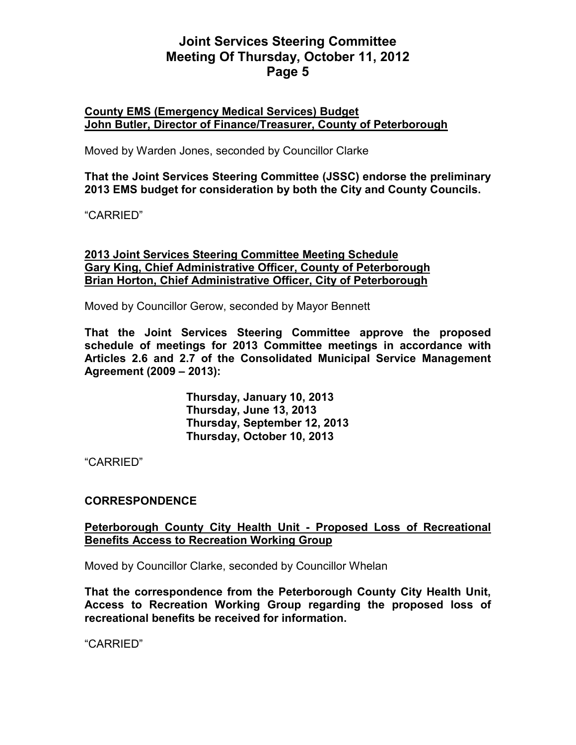**County EMS (Emergency Medical Services) Budget**
**John Butler, Director of Finance/Treasurer, County of Peterborough**

Moved by Warden Jones, seconded by Councillor Clarke

**That the Joint Services Steering Committee (JSSC) endorse the preliminary 2013 EMS budget for consideration by both the City and County Councils.**

"CARRIED"

**2013 Joint Services Steering Committee Meeting Schedule**
**Gary King, Chief Administrative Officer, County of Peterborough**
**Brian Horton, Chief Administrative Officer, City of Peterborough**

Moved by Councillor Gerow, seconded by Mayor Bennett

**That the Joint Services Steering Committee approve the proposed schedule of meetings for 2013 Committee meetings in accordance with Articles 2.6 and 2.7 of the Consolidated Municipal Service Management Agreement (2009 – 2013):**

**Thursday, January 10, 2013**
**Thursday, June 13, 2013**
**Thursday, September 12, 2013**
**Thursday, October 10, 2013**

"CARRIED"

## CORRESPONDENCE

**Peterborough County City Health Unit - Proposed Loss of Recreational Benefits Access to Recreation Working Group**

Moved by Councillor Clarke, seconded by Councillor Whelan

**That the correspondence from the Peterborough County City Health Unit, Access to Recreation Working Group regarding the proposed loss of recreational benefits be received for information.**

"CARRIED"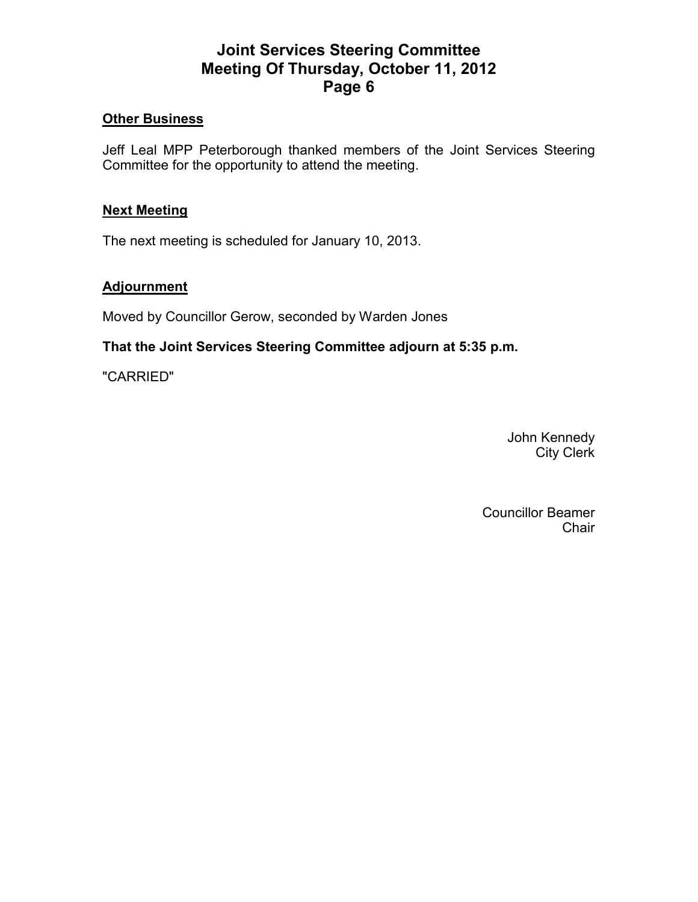**Other Business**

Jeff Leal MPP Peterborough thanked members of the Joint Services Steering Committee for the opportunity to attend the meeting.

**Next Meeting**

The next meeting is scheduled for January 10, 2013.

**Adjournment**

Moved by Councillor Gerow, seconded by Warden Jones

**That the Joint Services Steering Committee adjourn at 5:35 p.m.**

"CARRIED"

John Kennedy
City Clerk

Councillor Beamer
Chair